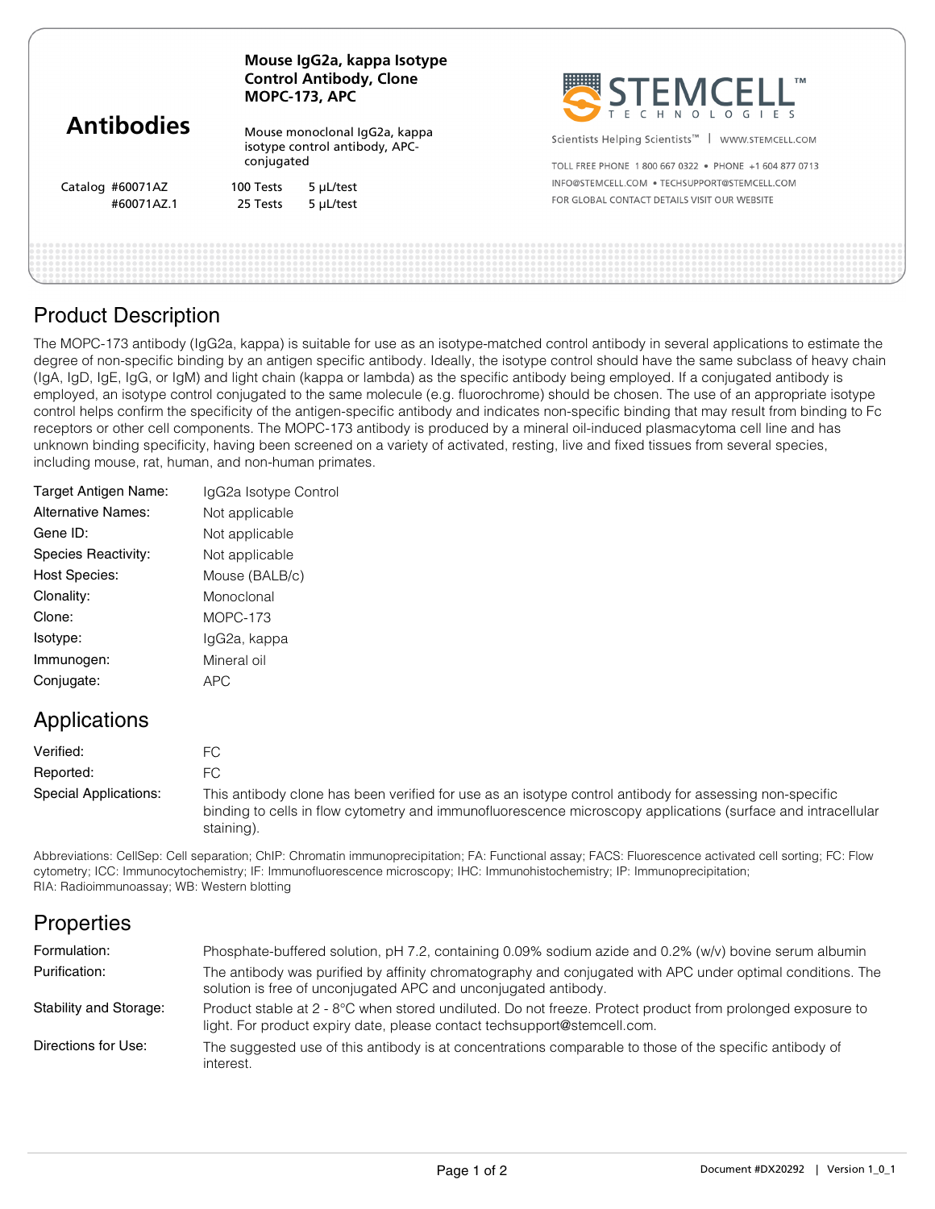# Antibodies

**Mouse IgG2a, kappa Isotype Control Antibody, Clone MOPC-173, APC**

Mouse monoclonal IgG2a, kappa isotype control antibody, APC-conjugated

| Catalog | | | |
|---|---|---|---|
| #60071AZ | 100 Tests | 5 μL/test |
| #60071AZ.1 | 25 Tests | 5 μL/test |

STEMCELL™ TECHNOLOGIES

Scientists Helping Scientists™ | WWW.STEMCELL.COM

TOLL FREE PHONE 1 800 667 0322 • PHONE +1 604 877 0713

INFO@STEMCELL.COM • TECHSUPPORT@STEMCELL.COM

FOR GLOBAL CONTACT DETAILS VISIT OUR WEBSITE

## Product Description

The MOPC-173 antibody (IgG2a, kappa) is suitable for use as an isotype-matched control antibody in several applications to estimate the degree of non-specific binding by an antigen specific antibody. Ideally, the isotype control should have the same subclass of heavy chain (IgA, IgD, IgE, IgG, or IgM) and light chain (kappa or lambda) as the specific antibody being employed. If a conjugated antibody is employed, an isotype control conjugated to the same molecule (e.g. fluorochrome) should be chosen. The use of an appropriate isotype control helps confirm the specificity of the antigen-specific antibody and indicates non-specific binding that may result from binding to Fc receptors or other cell components. The MOPC-173 antibody is produced by a mineral oil-induced plasmacytoma cell line and has unknown binding specificity, having been screened on a variety of activated, resting, live and fixed tissues from several species, including mouse, rat, human, and non-human primates.

| | |
|---|---|
| Target Antigen Name: | IgG2a Isotype Control |
| Alternative Names: | Not applicable |
| Gene ID: | Not applicable |
| Species Reactivity: | Not applicable |
| Host Species: | Mouse (BALB/c) |
| Clonality: | Monoclonal |
| Clone: | MOPC-173 |
| Isotype: | IgG2a, kappa |
| Immunogen: | Mineral oil |
| Conjugate: | APC |

## Applications

| | |
|---|---|
| Verified: | FC |
| Reported: | FC |
| Special Applications: | This antibody clone has been verified for use as an isotype control antibody for assessing non-specific binding to cells in flow cytometry and immunofluorescence microscopy applications (surface and intracellular staining). |

Abbreviations: CellSep: Cell separation; ChIP: Chromatin immunoprecipitation; FA: Functional assay; FACS: Fluorescence activated cell sorting; FC: Flow cytometry; ICC: Immunocytochemistry; IF: Immunofluorescence microscopy; IHC: Immunohistochemistry; IP: Immunoprecipitation; RIA: Radioimmunoassay; WB: Western blotting

## Properties

| | |
|---|---|
| Formulation: | Phosphate-buffered solution, pH 7.2, containing 0.09% sodium azide and 0.2% (w/v) bovine serum albumin |
| Purification: | The antibody was purified by affinity chromatography and conjugated with APC under optimal conditions. The solution is free of unconjugated APC and unconjugated antibody. |
| Stability and Storage: | Product stable at 2 - 8°C when stored undiluted. Do not freeze. Protect product from prolonged exposure to light. For product expiry date, please contact techsupport@stemcell.com. |
| Directions for Use: | The suggested use of this antibody is at concentrations comparable to those of the specific antibody of interest. |

Document #DX20292 | Version 1_0_1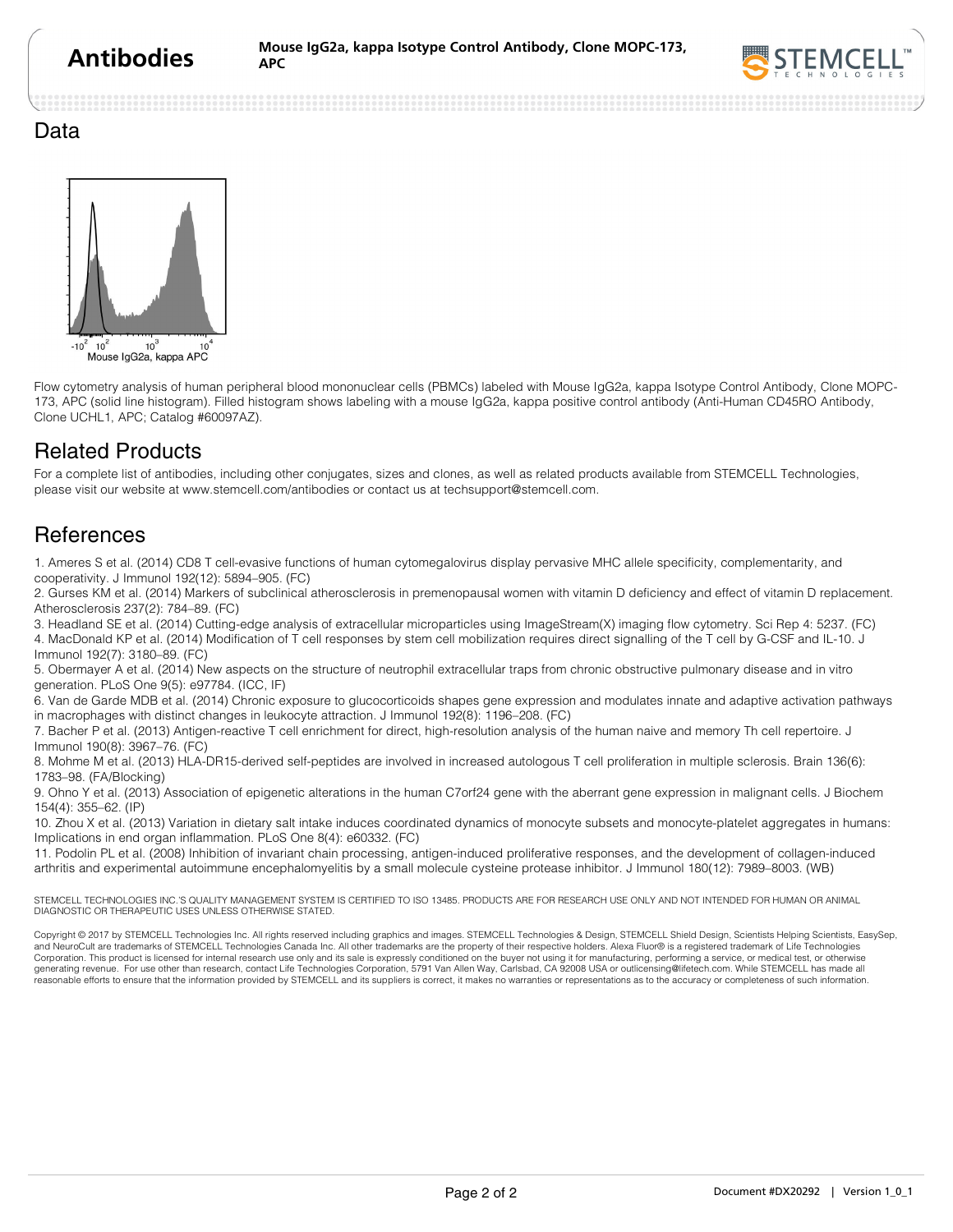## Data

$-10^2$ $10^2$ $10^3$ $10^4$

Mouse IgG2a, kappa APC

Flow cytometry analysis of human peripheral blood mononuclear cells (PBMCs) labeled with Mouse IgG2a, kappa Isotype Control Antibody, Clone MOPC-173, APC (solid line histogram). Filled histogram shows labeling with a mouse IgG2a, kappa positive control antibody (Anti-Human CD45RO Antibody, Clone UCHL1, APC; Catalog #60097AZ).

## Related Products

For a complete list of antibodies, including other conjugates, sizes and clones, as well as related products available from STEMCELL Technologies, please visit our website at www.stemcell.com/antibodies or contact us at techsupport@stemcell.com.

## References

1. Ameres S et al. (2014) CD8 T cell-evasive functions of human cytomegalovirus display pervasive MHC allele specificity, complementarity, and cooperativity. J Immunol 192(12): 5894–905. (FC)
2. Gurses KM et al. (2014) Markers of subclinical atherosclerosis in premenopausal women with vitamin D deficiency and effect of vitamin D replacement. Atherosclerosis 237(2): 784–89. (FC)
3. Headland SE et al. (2014) Cutting-edge analysis of extracellular microparticles using ImageStream(X) imaging flow cytometry. Sci Rep 4: 5237. (FC)
4. MacDonald KP et al. (2014) Modification of T cell responses by stem cell mobilization requires direct signalling of the T cell by G-CSF and IL-10. J Immunol 192(7): 3180–89. (FC)
5. Obermayer A et al. (2014) New aspects on the structure of neutrophil extracellular traps from chronic obstructive pulmonary disease and in vitro generation. PLoS One 9(5): e97784. (ICC, IF)
6. Van de Garde MDB et al. (2014) Chronic exposure to glucocorticoids shapes gene expression and modulates innate and adaptive activation pathways in macrophages with distinct changes in leukocyte attraction. J Immunol 192(8): 1196–208. (FC)
7. Bacher P et al. (2013) Antigen-reactive T cell enrichment for direct, high-resolution analysis of the human naive and memory Th cell repertoire. J Immunol 190(8): 3967–76. (FC)
8. Mohme M et al. (2013) HLA-DR15-derived self-peptides are involved in increased autologous T cell proliferation in multiple sclerosis. Brain 136(6): 1783–98. (FA/Blocking)
9. Ohno Y et al. (2013) Association of epigenetic alterations in the human C7orf24 gene with the aberrant gene expression in malignant cells. J Biochem 154(4): 355–62. (IP)
10. Zhou X et al. (2013) Variation in dietary salt intake induces coordinated dynamics of monocyte subsets and monocyte-platelet aggregates in humans: Implications in end organ inflammation. PLoS One 8(4): e60332. (FC)
11. Podolin PL et al. (2008) Inhibition of invariant chain processing, antigen-induced proliferative responses, and the development of collagen-induced arthritis and experimental autoimmune encephalomyelitis by a small molecule cysteine protease inhibitor. J Immunol 180(12): 7989–8003. (WB)

STEMCELL TECHNOLOGIES INC.'S QUALITY MANAGEMENT SYSTEM IS CERTIFIED TO ISO 13485. PRODUCTS ARE FOR RESEARCH USE ONLY AND NOT INTENDED FOR HUMAN OR ANIMAL DIAGNOSTIC OR THERAPEUTIC USES UNLESS OTHERWISE STATED.

Copyright © 2017 by STEMCELL Technologies Inc. All rights reserved including graphics and images. STEMCELL Technologies & Design, STEMCELL Shield Design, Scientists Helping Scientists, EasySep, and NeuroCult are trademarks of STEMCELL Technologies Canada Inc. All other trademarks are the property of their respective holders. Alexa Fluor® is a registered trademark of Life Technologies Corporation. This product is licensed for internal research use only and its sale is expressly conditioned on the buyer not using it for manufacturing, performing a service, or medical test, or otherwise generating revenue. For use other than research, contact Life Technologies Corporation, 5791 Van Allen Way, Carlsbad, CA 92008 USA or outlicensing@lifetech.com. While STEMCELL has made all reasonable efforts to ensure that the information provided by STEMCELL and its suppliers is correct, it makes no warranties or representations as to the accuracy or completeness of such information.